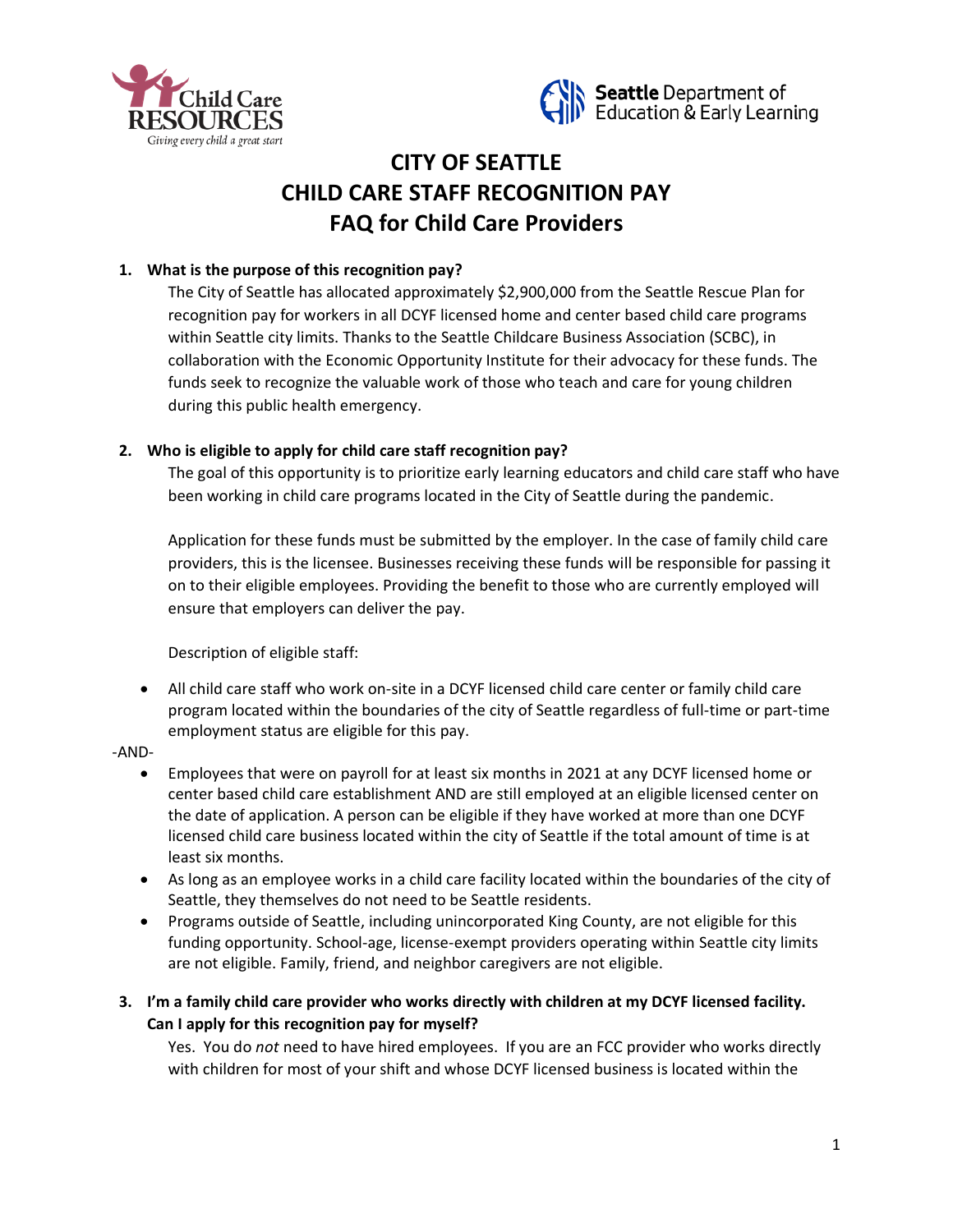# CITY OF SEATTLE
# CHILD CARE STAFF RECOGNITION PAY
# FAQ for Child Care Providers

1. **What is the purpose of this recognition pay?**

   The City of Seattle has allocated approximately $2,900,000 from the Seattle Rescue Plan for recognition pay for workers in all DCYF licensed home and center based child care programs within Seattle city limits. Thanks to the Seattle Childcare Business Association (SCBC), in collaboration with the Economic Opportunity Institute for their advocacy for these funds. The funds seek to recognize the valuable work of those who teach and care for young children during this public health emergency.

2. **Who is eligible to apply for child care staff recognition pay?**

   The goal of this opportunity is to prioritize early learning educators and child care staff who have been working in child care programs located in the City of Seattle during the pandemic.

   Application for these funds must be submitted by the employer. In the case of family child care providers, this is the licensee. Businesses receiving these funds will be responsible for passing it on to their eligible employees. Providing the benefit to those who are currently employed will ensure that employers can deliver the pay.

   Description of eligible staff:

   - All child care staff who work on-site in a DCYF licensed child care center or family child care program located within the boundaries of the city of Seattle regardless of full-time or part-time employment status are eligible for this pay.

-AND-

   - Employees that were on payroll for at least six months in 2021 at any DCYF licensed home or center based child care establishment AND are still employed at an eligible licensed center on the date of application. A person can be eligible if they have worked at more than one DCYF licensed child care business located within the city of Seattle if the total amount of time is at least six months.
   - As long as an employee works in a child care facility located within the boundaries of the city of Seattle, they themselves do not need to be Seattle residents.
   - Programs outside of Seattle, including unincorporated King County, are not eligible for this funding opportunity. School-age, license-exempt providers operating within Seattle city limits are not eligible. Family, friend, and neighbor caregivers are not eligible.

3. **I'm a family child care provider who works directly with children at my DCYF licensed facility. Can I apply for this recognition pay for myself?**

   Yes. You do *not* need to have hired employees. If you are an FCC provider who works directly with children for most of your shift and whose DCYF licensed business is located within the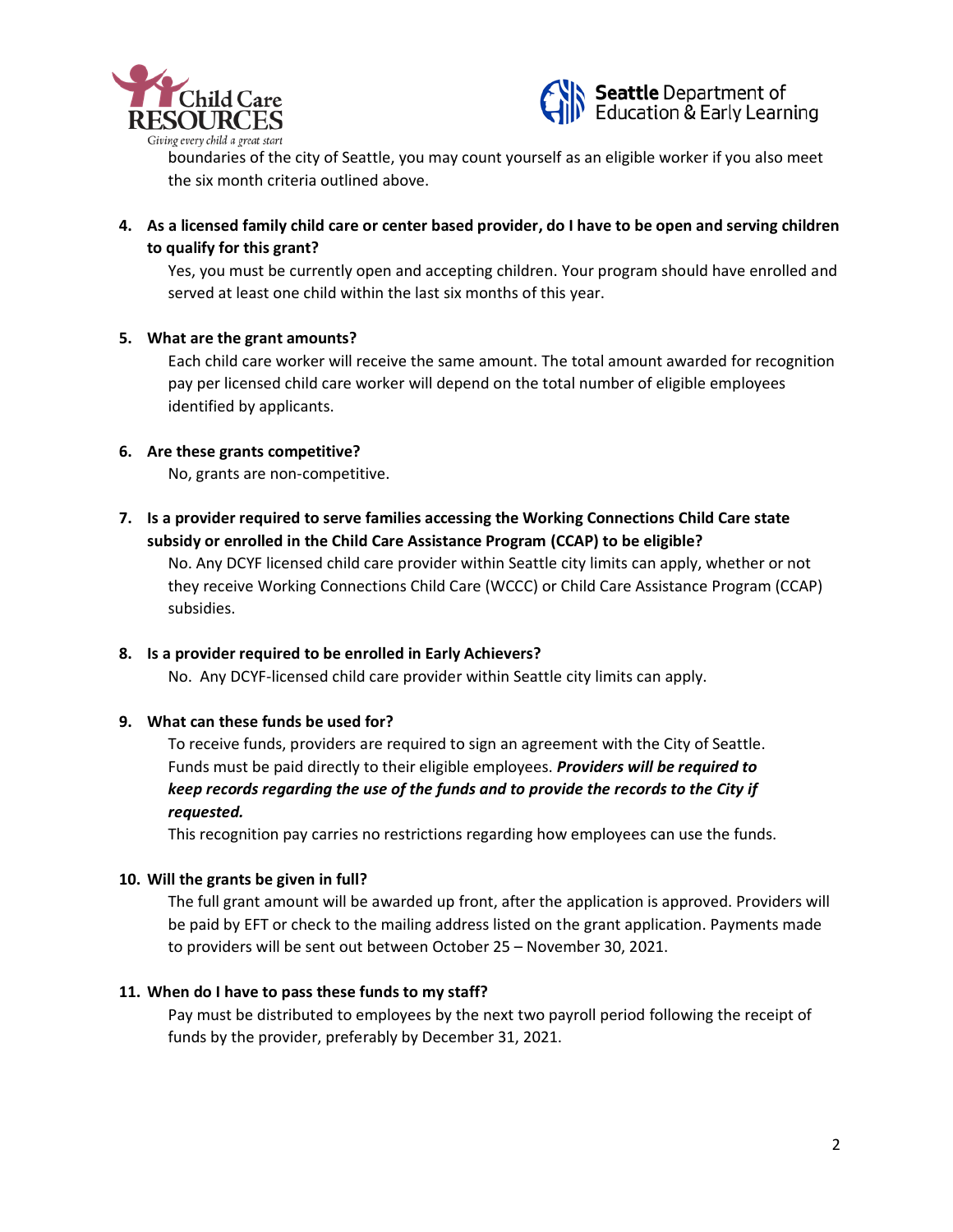boundaries of the city of Seattle, you may count yourself as an eligible worker if you also meet the six month criteria outlined above.

4. **As a licensed family child care or center based provider, do I have to be open and serving children to qualify for this grant?**

   Yes, you must be currently open and accepting children. Your program should have enrolled and served at least one child within the last six months of this year.

5. **What are the grant amounts?**

   Each child care worker will receive the same amount. The total amount awarded for recognition pay per licensed child care worker will depend on the total number of eligible employees identified by applicants.

6. **Are these grants competitive?**

   No, grants are non-competitive.

7. **Is a provider required to serve families accessing the Working Connections Child Care state subsidy or enrolled in the Child Care Assistance Program (CCAP) to be eligible?**

   No. Any DCYF licensed child care provider within Seattle city limits can apply, whether or not they receive Working Connections Child Care (WCCC) or Child Care Assistance Program (CCAP) subsidies.

8. **Is a provider required to be enrolled in Early Achievers?**

   No. Any DCYF-licensed child care provider within Seattle city limits can apply.

9. **What can these funds be used for?**

   To receive funds, providers are required to sign an agreement with the City of Seattle. Funds must be paid directly to their eligible employees. ***Providers will be required to keep records regarding the use of the funds and to provide the records to the City if requested.***

   This recognition pay carries no restrictions regarding how employees can use the funds.

10. **Will the grants be given in full?**

    The full grant amount will be awarded up front, after the application is approved. Providers will be paid by EFT or check to the mailing address listed on the grant application. Payments made to providers will be sent out between October 25 – November 30, 2021.

11. **When do I have to pass these funds to my staff?**

    Pay must be distributed to employees by the next two payroll period following the receipt of funds by the provider, preferably by December 31, 2021.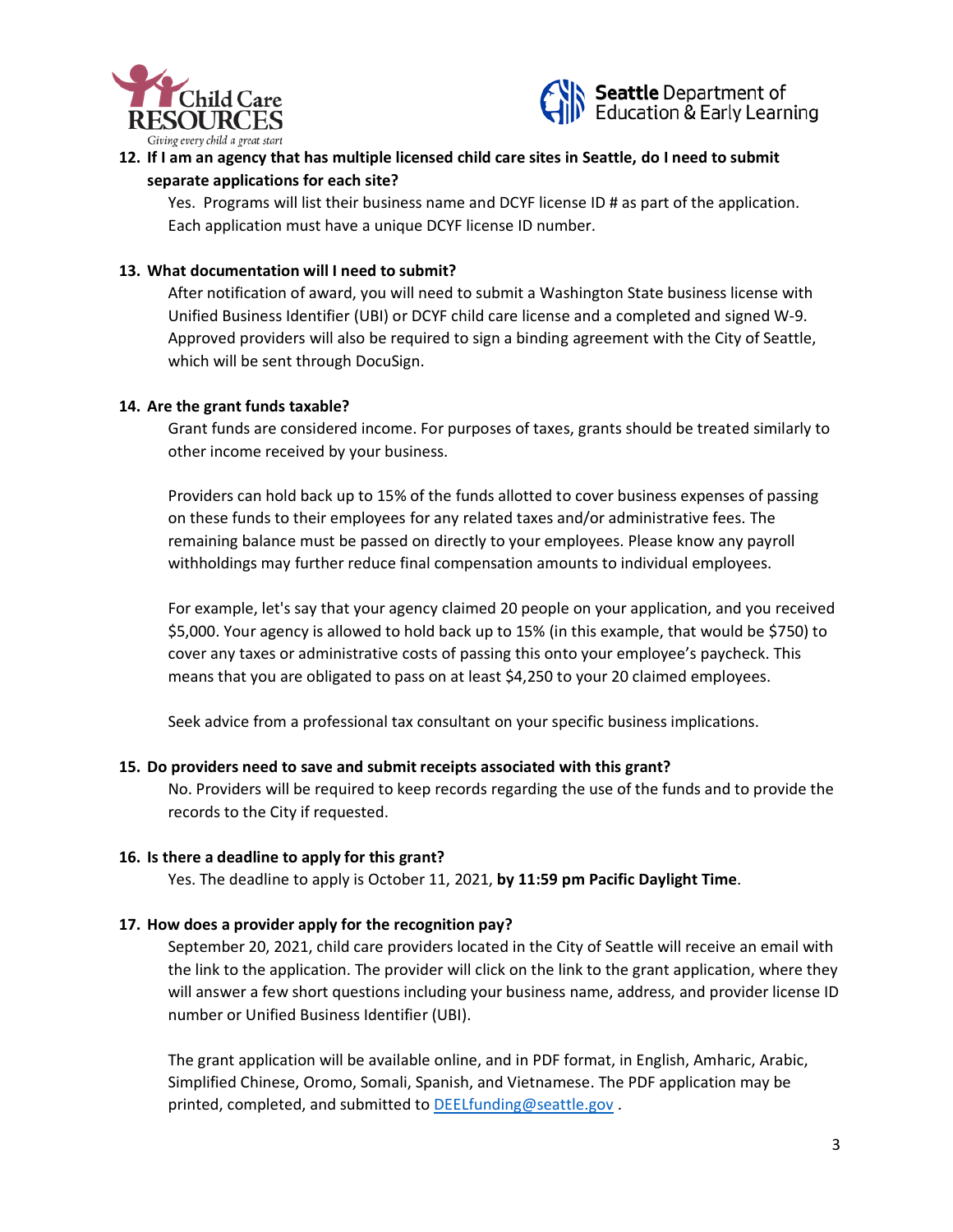**12. If I am an agency that has multiple licensed child care sites in Seattle, do I need to submit separate applications for each site?**

Yes. Programs will list their business name and DCYF license ID # as part of the application. Each application must have a unique DCYF license ID number.

**13. What documentation will I need to submit?**

After notification of award, you will need to submit a Washington State business license with Unified Business Identifier (UBI) or DCYF child care license and a completed and signed W-9. Approved providers will also be required to sign a binding agreement with the City of Seattle, which will be sent through DocuSign.

**14. Are the grant funds taxable?**

Grant funds are considered income. For purposes of taxes, grants should be treated similarly to other income received by your business.

Providers can hold back up to 15% of the funds allotted to cover business expenses of passing on these funds to their employees for any related taxes and/or administrative fees. The remaining balance must be passed on directly to your employees. Please know any payroll withholdings may further reduce final compensation amounts to individual employees.

For example, let's say that your agency claimed 20 people on your application, and you received $5,000. Your agency is allowed to hold back up to 15% (in this example, that would be $750) to cover any taxes or administrative costs of passing this onto your employee's paycheck. This means that you are obligated to pass on at least $4,250 to your 20 claimed employees.

Seek advice from a professional tax consultant on your specific business implications.

**15. Do providers need to save and submit receipts associated with this grant?**

No. Providers will be required to keep records regarding the use of the funds and to provide the records to the City if requested.

**16. Is there a deadline to apply for this grant?**

Yes. The deadline to apply is October 11, 2021, **by 11:59 pm Pacific Daylight Time**.

**17. How does a provider apply for the recognition pay?**

September 20, 2021, child care providers located in the City of Seattle will receive an email with the link to the application. The provider will click on the link to the grant application, where they will answer a few short questions including your business name, address, and provider license ID number or Unified Business Identifier (UBI).

The grant application will be available online, and in PDF format, in English, Amharic, Arabic, Simplified Chinese, Oromo, Somali, Spanish, and Vietnamese. The PDF application may be printed, completed, and submitted to DEELfunding@seattle.gov .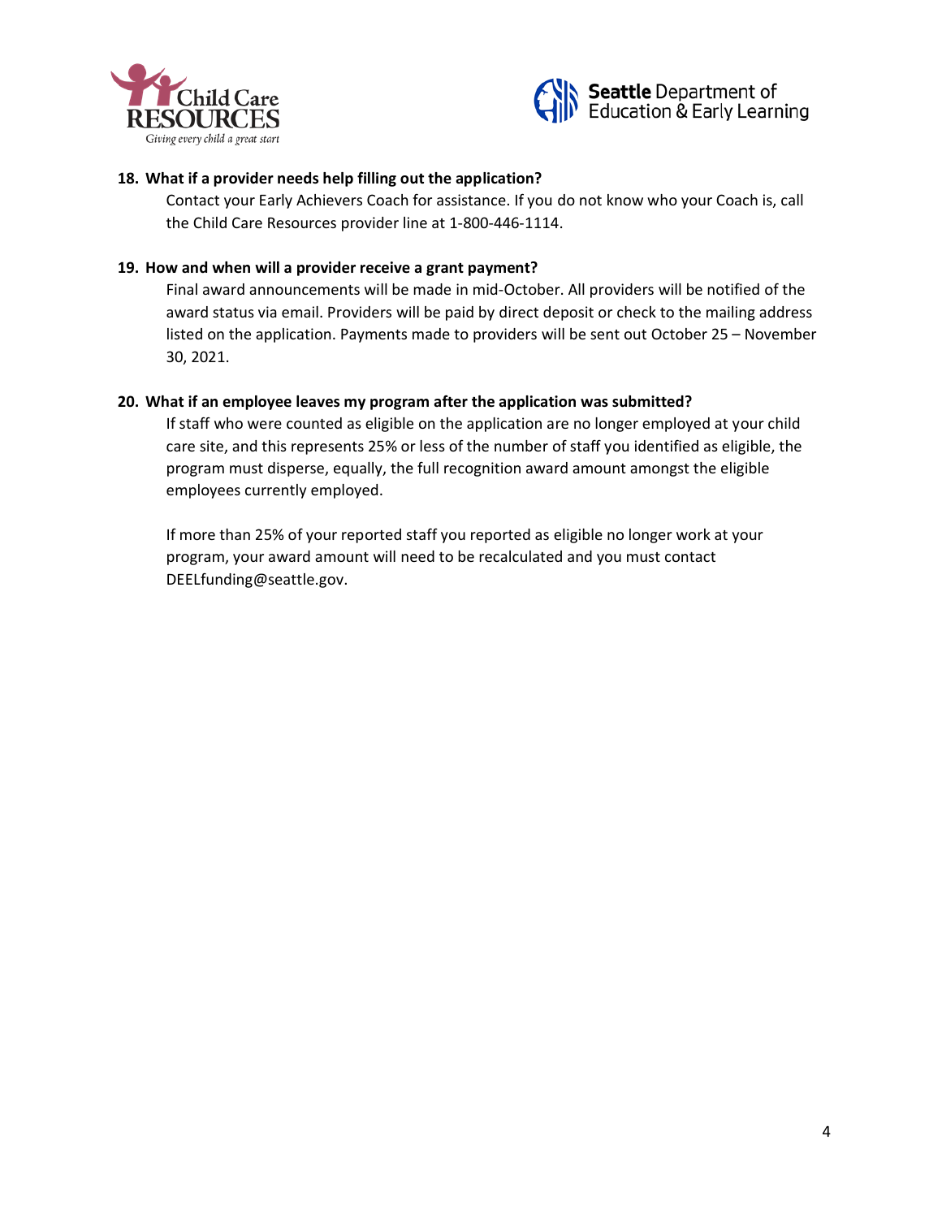**18. What if a provider needs help filling out the application?**

Contact your Early Achievers Coach for assistance. If you do not know who your Coach is, call the Child Care Resources provider line at 1-800-446-1114.

**19. How and when will a provider receive a grant payment?**

Final award announcements will be made in mid-October. All providers will be notified of the award status via email. Providers will be paid by direct deposit or check to the mailing address listed on the application. Payments made to providers will be sent out October 25 – November 30, 2021.

**20. What if an employee leaves my program after the application was submitted?**

If staff who were counted as eligible on the application are no longer employed at your child care site, and this represents 25% or less of the number of staff you identified as eligible, the program must disperse, equally, the full recognition award amount amongst the eligible employees currently employed.

If more than 25% of your reported staff you reported as eligible no longer work at your program, your award amount will need to be recalculated and you must contact DEELfunding@seattle.gov.